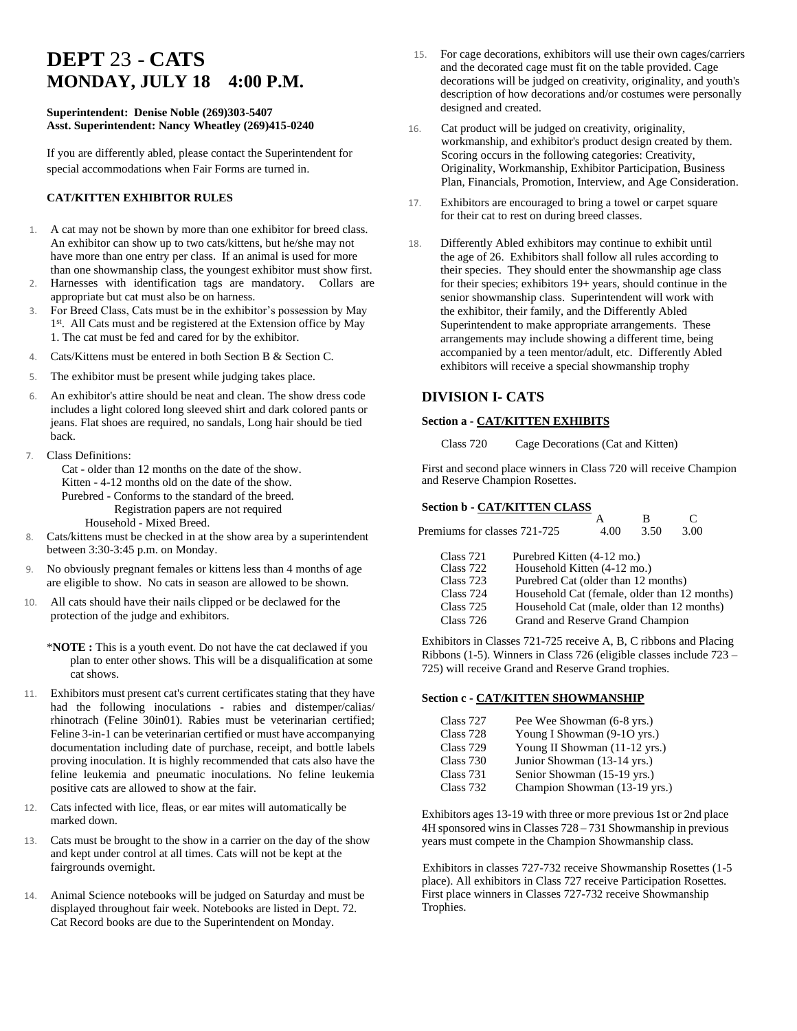# DEPT 23 - CATS
# MONDAY, JULY 18 4:00 P.M.

**Superintendent: Denise Noble (269)303-5407**
**Asst. Superintendent: Nancy Wheatley (269)415-0240**

If you are differently abled, please contact the Superintendent for special accommodations when Fair Forms are turned in.

### CAT/KITTEN EXHIBITOR RULES

1. A cat may not be shown by more than one exhibitor for breed class. An exhibitor can show up to two cats/kittens, but he/she may not have more than one entry per class. If an animal is used for more than one showmanship class, the youngest exhibitor must show first.
2. Harnesses with identification tags are mandatory. Collars are appropriate but cat must also be on harness.
3. For Breed Class, Cats must be in the exhibitor's possession by May 1st. All Cats must and be registered at the Extension office by May 1. The cat must be fed and cared for by the exhibitor.
4. Cats/Kittens must be entered in both Section B & Section C.
5. The exhibitor must be present while judging takes place.
6. An exhibitor's attire should be neat and clean. The show dress code includes a light colored long sleeved shirt and dark colored pants or jeans. Flat shoes are required, no sandals, Long hair should be tied back.
7. Class Definitions:
   - Cat - older than 12 months on the date of the show.
   - Kitten - 4-12 months old on the date of the show.
   - Purebred - Conforms to the standard of the breed. Registration papers are not required
   - Household - Mixed Breed.
8. Cats/kittens must be checked in at the show area by a superintendent between 3:30-3:45 p.m. on Monday.
9. No obviously pregnant females or kittens less than 4 months of age are eligible to show. No cats in season are allowed to be shown.
10. All cats should have their nails clipped or be declawed for the protection of the judge and exhibitors.

    *__NOTE :__ This is a youth event. Do not have the cat declawed if you plan to enter other shows. This will be a disqualification at some cat shows.

11. Exhibitors must present cat's current certificates stating that they have had the following inoculations - rabies and distemper/calias/ rhinotrach (Feline 30in01). Rabies must be veterinarian certified; Feline 3-in-1 can be veterinarian certified or must have accompanying documentation including date of purchase, receipt, and bottle labels proving inoculation. It is highly recommended that cats also have the feline leukemia and pneumatic inoculations. No feline leukemia positive cats are allowed to show at the fair.
12. Cats infected with lice, fleas, or ear mites will automatically be marked down.
13. Cats must be brought to the show in a carrier on the day of the show and kept under control at all times. Cats will not be kept at the fairgrounds overnight.
14. Animal Science notebooks will be judged on Saturday and must be displayed throughout fair week. Notebooks are listed in Dept. 72. Cat Record books are due to the Superintendent on Monday.
15. For cage decorations, exhibitors will use their own cages/carriers and the decorated cage must fit on the table provided. Cage decorations will be judged on creativity, originality, and youth's description of how decorations and/or costumes were personally designed and created.
16. Cat product will be judged on creativity, originality, workmanship, and exhibitor's product design created by them. Scoring occurs in the following categories: Creativity, Originality, Workmanship, Exhibitor Participation, Business Plan, Financials, Promotion, Interview, and Age Consideration.
17. Exhibitors are encouraged to bring a towel or carpet square for their cat to rest on during breed classes.
18. Differently Abled exhibitors may continue to exhibit until the age of 26. Exhibitors shall follow all rules according to their species. They should enter the showmanship age class for their species; exhibitors 19+ years, should continue in the senior showmanship class. Superintendent will work with the exhibitor, their family, and the Differently Abled Superintendent to make appropriate arrangements. These arrangements may include showing a different time, being accompanied by a teen mentor/adult, etc. Differently Abled exhibitors will receive a special showmanship trophy

## DIVISION I- CATS

### Section a - CAT/KITTEN EXHIBITS

Class 720 Cage Decorations (Cat and Kitten)

First and second place winners in Class 720 will receive Champion and Reserve Champion Rosettes.

### Section b - CAT/KITTEN CLASS

| | A | B | C |
|---|---|---|---|
| Premiums for classes 721-725 | 4.00 | 3.50 | 3.00 |

| Class | Description |
|---|---|
| Class 721 | Purebred Kitten (4-12 mo.) |
| Class 722 | Household Kitten (4-12 mo.) |
| Class 723 | Purebred Cat (older than 12 months) |
| Class 724 | Household Cat (female, older than 12 months) |
| Class 725 | Household Cat (male, older than 12 months) |
| Class 726 | Grand and Reserve Grand Champion |

Exhibitors in Classes 721-725 receive A, B, C ribbons and Placing Ribbons (1-5). Winners in Class 726 (eligible classes include 723 – 725) will receive Grand and Reserve Grand trophies.

### Section c - CAT/KITTEN SHOWMANSHIP

| Class | Description |
|---|---|
| Class 727 | Pee Wee Showman (6-8 yrs.) |
| Class 728 | Young I Showman (9-1O yrs.) |
| Class 729 | Young II Showman (11-12 yrs.) |
| Class 730 | Junior Showman (13-14 yrs.) |
| Class 731 | Senior Showman (15-19 yrs.) |
| Class 732 | Champion Showman (13-19 yrs.) |

Exhibitors ages 13-19 with three or more previous 1st or 2nd place 4H sponsored wins in Classes 728 – 731 Showmanship in previous years must compete in the Champion Showmanship class.

Exhibitors in classes 727-732 receive Showmanship Rosettes (1-5 place). All exhibitors in Class 727 receive Participation Rosettes. First place winners in Classes 727-732 receive Showmanship Trophies.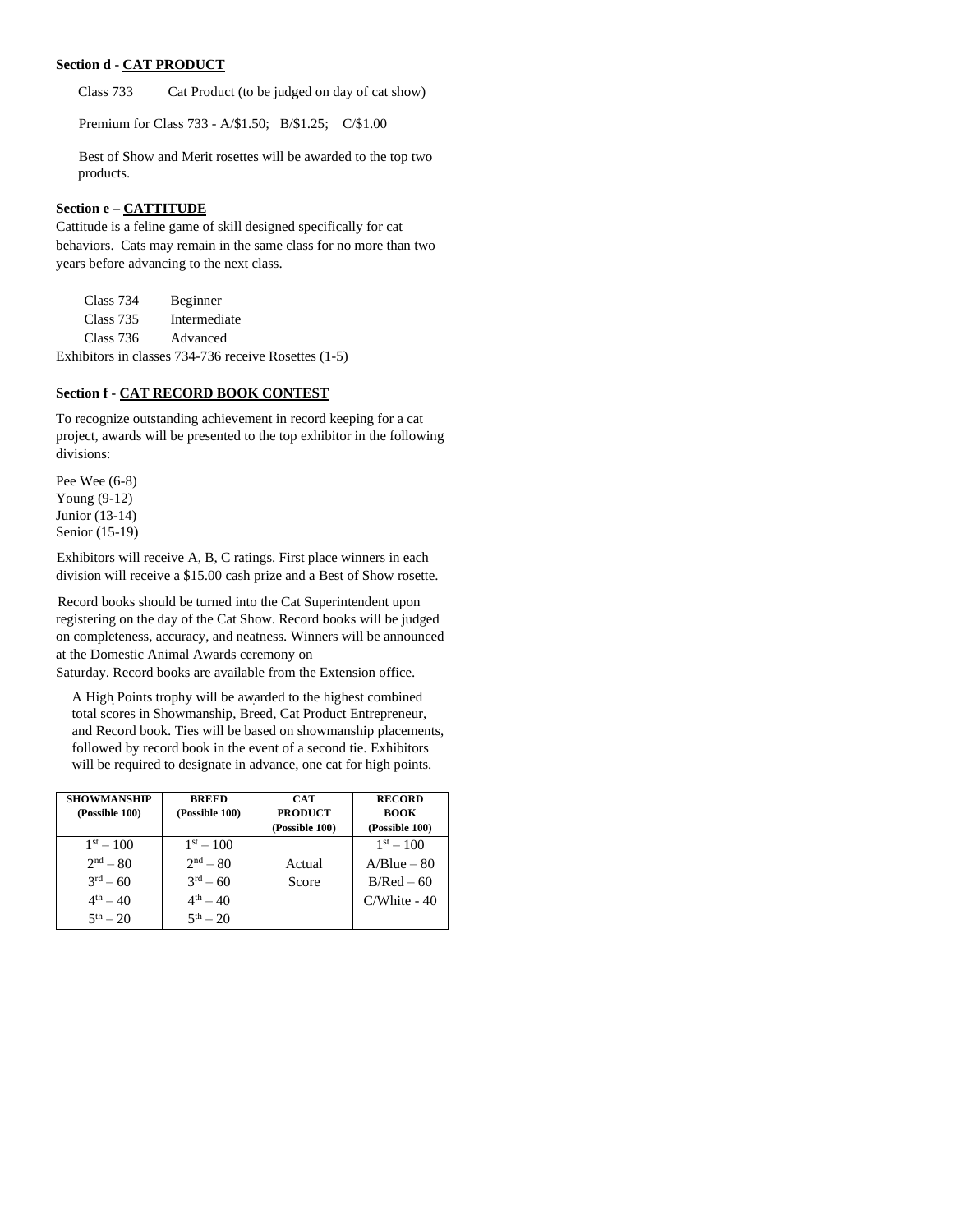**Section d - CAT PRODUCT**

Class 733 Cat Product (to be judged on day of cat show)

Premium for Class 733 - A/$1.50; B/$1.25; C/$1.00

Best of Show and Merit rosettes will be awarded to the top two products.

**Section e – CATTITUDE**

Cattitude is a feline game of skill designed specifically for cat behaviors. Cats may remain in the same class for no more than two years before advancing to the next class.

Class 734 Beginner
Class 735 Intermediate
Class 736 Advanced

Exhibitors in classes 734-736 receive Rosettes (1-5)

**Section f - CAT RECORD BOOK CONTEST**

To recognize outstanding achievement in record keeping for a cat project, awards will be presented to the top exhibitor in the following divisions:

Pee Wee (6-8)
Young (9-12)
Junior (13-14)
Senior (15-19)

Exhibitors will receive A, B, C ratings. First place winners in each division will receive a $15.00 cash prize and a Best of Show rosette.

Record books should be turned into the Cat Superintendent upon registering on the day of the Cat Show. Record books will be judged on completeness, accuracy, and neatness. Winners will be announced at the Domestic Animal Awards ceremony on Saturday. Record books are available from the Extension office.

A High Points trophy will be awarded to the highest combined total scores in Showmanship, Breed, Cat Product Entrepreneur, and Record book. Ties will be based on showmanship placements, followed by record book in the event of a second tie. Exhibitors will be required to designate in advance, one cat for high points.

| SHOWMANSHIP (Possible 100) | BREED (Possible 100) | CAT PRODUCT (Possible 100) | RECORD BOOK (Possible 100) |
|---|---|---|---|
| 1st – 100 | 1st – 100 | | 1st – 100 |
| 2nd – 80 | 2nd – 80 | Actual | A/Blue – 80 |
| 3rd – 60 | 3rd – 60 | Score | B/Red – 60 |
| 4th – 40 | 4th – 40 | | C/White - 40 |
| 5th – 20 | 5th – 20 | | |